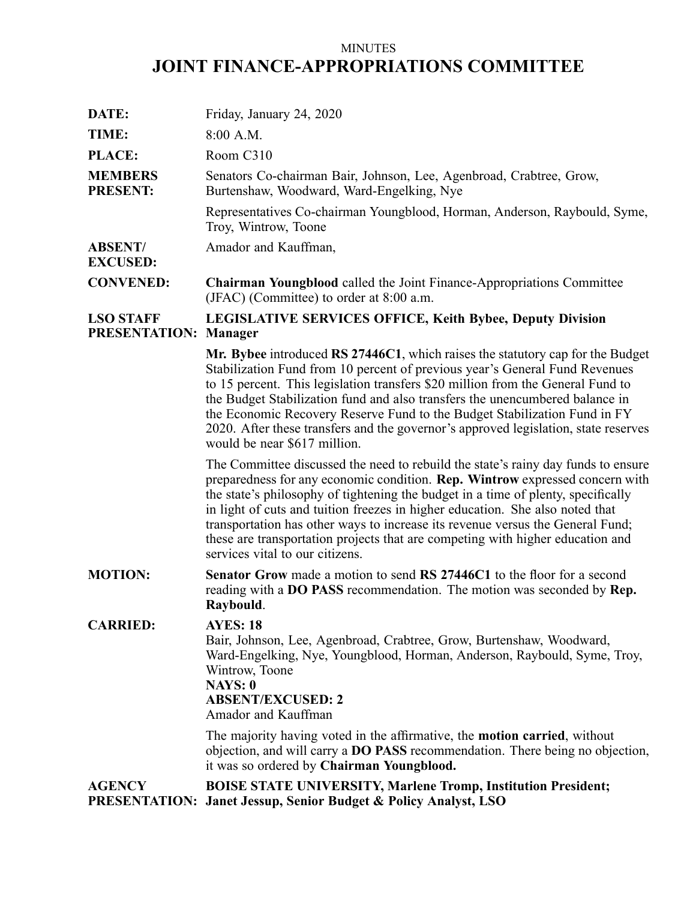MINUTES

# JOINT FINANCE-APPROPRIATIONS COMMITTEE

**DATE:** Friday, January 24, 2020

**TIME:** 8:00 A.M.

**PLACE:** Room C310

**MEMBERS PRESENT:** Senators Co-chairman Bair, Johnson, Lee, Agenbroad, Crabtree, Grow, Burtenshaw, Woodward, Ward-Engelking, Nye

Representatives Co-chairman Youngblood, Horman, Anderson, Raybould, Syme, Troy, Wintrow, Toone

**ABSENT/ EXCUSED:** Amador and Kauffman,

**CONVENED:** **Chairman Youngblood** called the Joint Finance-Appropriations Committee (JFAC) (Committee) to order at 8:00 a.m.

**LSO STAFF PRESENTATION:** **LEGISLATIVE SERVICES OFFICE, Keith Bybee, Deputy Division Manager**

**Mr. Bybee** introduced **RS 27446C1**, which raises the statutory cap for the Budget Stabilization Fund from 10 percent of previous year's General Fund Revenues to 15 percent. This legislation transfers $20 million from the General Fund to the Budget Stabilization fund and also transfers the unencumbered balance in the Economic Recovery Reserve Fund to the Budget Stabilization Fund in FY 2020. After these transfers and the governor's approved legislation, state reserves would be near $617 million.

The Committee discussed the need to rebuild the state's rainy day funds to ensure preparedness for any economic condition. **Rep. Wintrow** expressed concern with the state's philosophy of tightening the budget in a time of plenty, specifically in light of cuts and tuition freezes in higher education. She also noted that transportation has other ways to increase its revenue versus the General Fund; these are transportation projects that are competing with higher education and services vital to our citizens.

**MOTION:** **Senator Grow** made a motion to send **RS 27446C1** to the floor for a second reading with a **DO PASS** recommendation. The motion was seconded by **Rep. Raybould**.

**CARRIED:** **AYES: 18**
Bair, Johnson, Lee, Agenbroad, Crabtree, Grow, Burtenshaw, Woodward, Ward-Engelking, Nye, Youngblood, Horman, Anderson, Raybould, Syme, Troy, Wintrow, Toone
**NAYS: 0**
**ABSENT/EXCUSED: 2**
Amador and Kauffman

The majority having voted in the affirmative, the **motion carried**, without objection, and will carry a **DO PASS** recommendation. There being no objection, it was so ordered by **Chairman Youngblood.**

**AGENCY PRESENTATION:** **BOISE STATE UNIVERSITY, Marlene Tromp, Institution President; Janet Jessup, Senior Budget & Policy Analyst, LSO**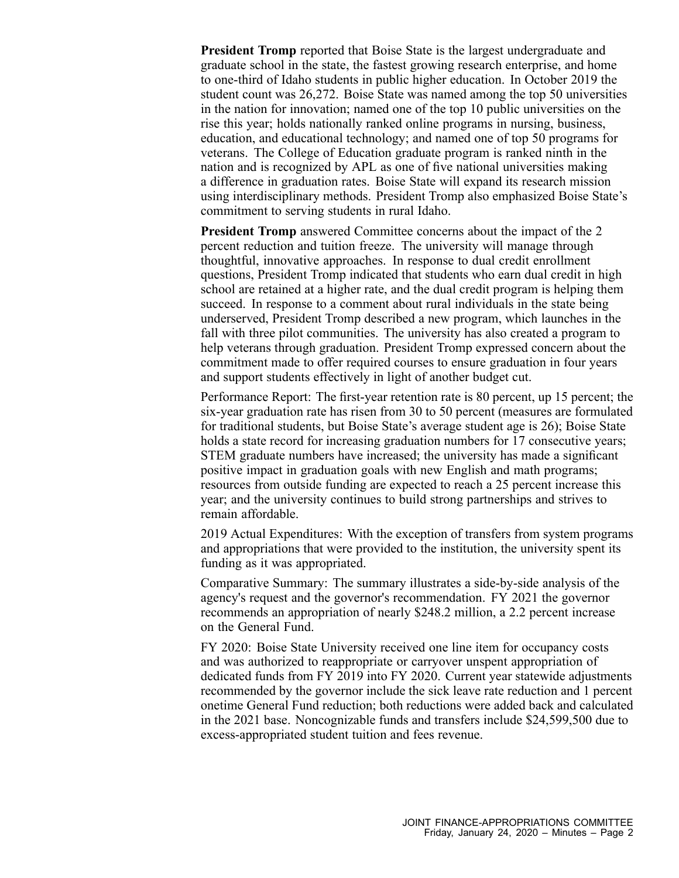**President Tromp** reported that Boise State is the largest undergraduate and graduate school in the state, the fastest growing research enterprise, and home to one-third of Idaho students in public higher education. In October 2019 the student count was 26,272. Boise State was named among the top 50 universities in the nation for innovation; named one of the top 10 public universities on the rise this year; holds nationally ranked online programs in nursing, business, education, and educational technology; and named one of top 50 programs for veterans. The College of Education graduate program is ranked ninth in the nation and is recognized by APL as one of five national universities making a difference in graduation rates. Boise State will expand its research mission using interdisciplinary methods. President Tromp also emphasized Boise State's commitment to serving students in rural Idaho.

**President Tromp** answered Committee concerns about the impact of the 2 percent reduction and tuition freeze. The university will manage through thoughtful, innovative approaches. In response to dual credit enrollment questions, President Tromp indicated that students who earn dual credit in high school are retained at a higher rate, and the dual credit program is helping them succeed. In response to a comment about rural individuals in the state being underserved, President Tromp described a new program, which launches in the fall with three pilot communities. The university has also created a program to help veterans through graduation. President Tromp expressed concern about the commitment made to offer required courses to ensure graduation in four years and support students effectively in light of another budget cut.

Performance Report: The first-year retention rate is 80 percent, up 15 percent; the six-year graduation rate has risen from 30 to 50 percent (measures are formulated for traditional students, but Boise State's average student age is 26); Boise State holds a state record for increasing graduation numbers for 17 consecutive years; STEM graduate numbers have increased; the university has made a significant positive impact in graduation goals with new English and math programs; resources from outside funding are expected to reach a 25 percent increase this year; and the university continues to build strong partnerships and strives to remain affordable.

2019 Actual Expenditures: With the exception of transfers from system programs and appropriations that were provided to the institution, the university spent its funding as it was appropriated.

Comparative Summary: The summary illustrates a side-by-side analysis of the agency's request and the governor's recommendation. FY 2021 the governor recommends an appropriation of nearly $248.2 million, a 2.2 percent increase on the General Fund.

FY 2020: Boise State University received one line item for occupancy costs and was authorized to reappropriate or carryover unspent appropriation of dedicated funds from FY 2019 into FY 2020. Current year statewide adjustments recommended by the governor include the sick leave rate reduction and 1 percent onetime General Fund reduction; both reductions were added back and calculated in the 2021 base. Noncognizable funds and transfers include $24,599,500 due to excess-appropriated student tuition and fees revenue.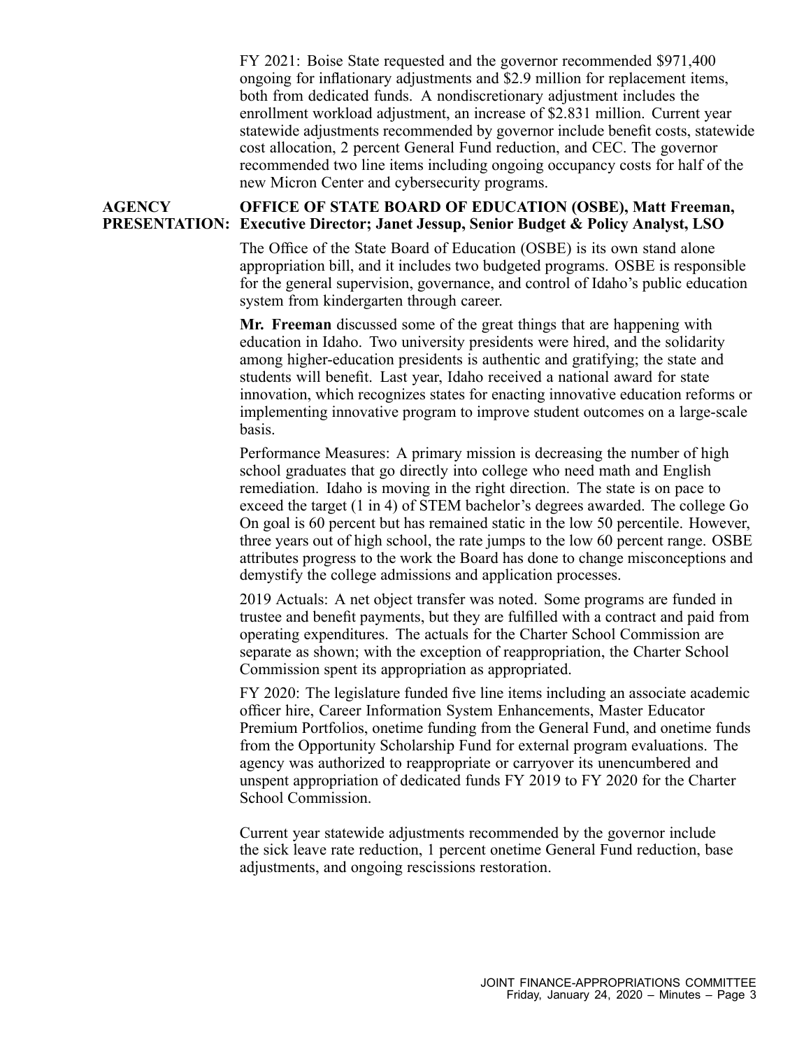FY 2021: Boise State requested and the governor recommended $971,400 ongoing for inflationary adjustments and $2.9 million for replacement items, both from dedicated funds. A nondiscretionary adjustment includes the enrollment workload adjustment, an increase of $2.831 million. Current year statewide adjustments recommended by governor include benefit costs, statewide cost allocation, 2 percent General Fund reduction, and CEC. The governor recommended two line items including ongoing occupancy costs for half of the new Micron Center and cybersecurity programs.

**AGENCY PRESENTATION:** **OFFICE OF STATE BOARD OF EDUCATION (OSBE), Matt Freeman, Executive Director; Janet Jessup, Senior Budget & Policy Analyst, LSO**

The Office of the State Board of Education (OSBE) is its own stand alone appropriation bill, and it includes two budgeted programs. OSBE is responsible for the general supervision, governance, and control of Idaho's public education system from kindergarten through career.

**Mr. Freeman** discussed some of the great things that are happening with education in Idaho. Two university presidents were hired, and the solidarity among higher-education presidents is authentic and gratifying; the state and students will benefit. Last year, Idaho received a national award for state innovation, which recognizes states for enacting innovative education reforms or implementing innovative program to improve student outcomes on a large-scale basis.

Performance Measures: A primary mission is decreasing the number of high school graduates that go directly into college who need math and English remediation. Idaho is moving in the right direction. The state is on pace to exceed the target (1 in 4) of STEM bachelor's degrees awarded. The college Go On goal is 60 percent but has remained static in the low 50 percentile. However, three years out of high school, the rate jumps to the low 60 percent range. OSBE attributes progress to the work the Board has done to change misconceptions and demystify the college admissions and application processes.

2019 Actuals: A net object transfer was noted. Some programs are funded in trustee and benefit payments, but they are fulfilled with a contract and paid from operating expenditures. The actuals for the Charter School Commission are separate as shown; with the exception of reappropriation, the Charter School Commission spent its appropriation as appropriated.

FY 2020: The legislature funded five line items including an associate academic officer hire, Career Information System Enhancements, Master Educator Premium Portfolios, onetime funding from the General Fund, and onetime funds from the Opportunity Scholarship Fund for external program evaluations. The agency was authorized to reappropriate or carryover its unencumbered and unspent appropriation of dedicated funds FY 2019 to FY 2020 for the Charter School Commission.

Current year statewide adjustments recommended by the governor include the sick leave rate reduction, 1 percent onetime General Fund reduction, base adjustments, and ongoing rescissions restoration.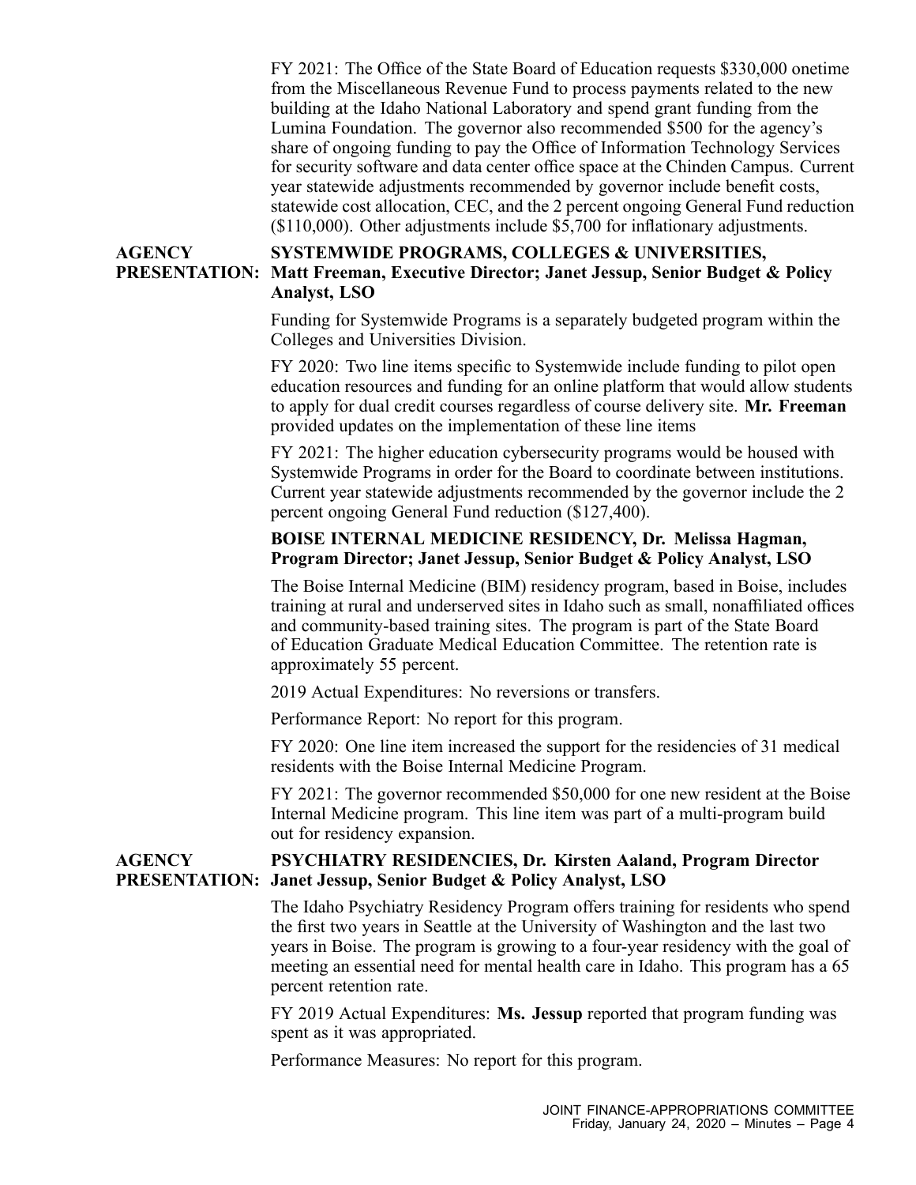FY 2021: The Office of the State Board of Education requests $330,000 onetime from the Miscellaneous Revenue Fund to process payments related to the new building at the Idaho National Laboratory and spend grant funding from the Lumina Foundation. The governor also recommended $500 for the agency's share of ongoing funding to pay the Office of Information Technology Services for security software and data center office space at the Chinden Campus. Current year statewide adjustments recommended by governor include benefit costs, statewide cost allocation, CEC, and the 2 percent ongoing General Fund reduction ($110,000). Other adjustments include $5,700 for inflationary adjustments.

**AGENCY PRESENTATION:** **SYSTEMWIDE PROGRAMS, COLLEGES & UNIVERSITIES, Matt Freeman, Executive Director; Janet Jessup, Senior Budget & Policy Analyst, LSO**

Funding for Systemwide Programs is a separately budgeted program within the Colleges and Universities Division.

FY 2020: Two line items specific to Systemwide include funding to pilot open education resources and funding for an online platform that would allow students to apply for dual credit courses regardless of course delivery site. **Mr. Freeman** provided updates on the implementation of these line items

FY 2021: The higher education cybersecurity programs would be housed with Systemwide Programs in order for the Board to coordinate between institutions. Current year statewide adjustments recommended by the governor include the 2 percent ongoing General Fund reduction ($127,400).

**BOISE INTERNAL MEDICINE RESIDENCY, Dr. Melissa Hagman, Program Director; Janet Jessup, Senior Budget & Policy Analyst, LSO**

The Boise Internal Medicine (BIM) residency program, based in Boise, includes training at rural and underserved sites in Idaho such as small, nonaffiliated offices and community-based training sites. The program is part of the State Board of Education Graduate Medical Education Committee. The retention rate is approximately 55 percent.

2019 Actual Expenditures: No reversions or transfers.

Performance Report: No report for this program.

FY 2020: One line item increased the support for the residencies of 31 medical residents with the Boise Internal Medicine Program.

FY 2021: The governor recommended $50,000 for one new resident at the Boise Internal Medicine program. This line item was part of a multi-program build out for residency expansion.

**AGENCY PRESENTATION:** **PSYCHIATRY RESIDENCIES, Dr. Kirsten Aaland, Program Director Janet Jessup, Senior Budget & Policy Analyst, LSO**

The Idaho Psychiatry Residency Program offers training for residents who spend the first two years in Seattle at the University of Washington and the last two years in Boise. The program is growing to a four-year residency with the goal of meeting an essential need for mental health care in Idaho. This program has a 65 percent retention rate.

FY 2019 Actual Expenditures: **Ms. Jessup** reported that program funding was spent as it was appropriated.

Performance Measures: No report for this program.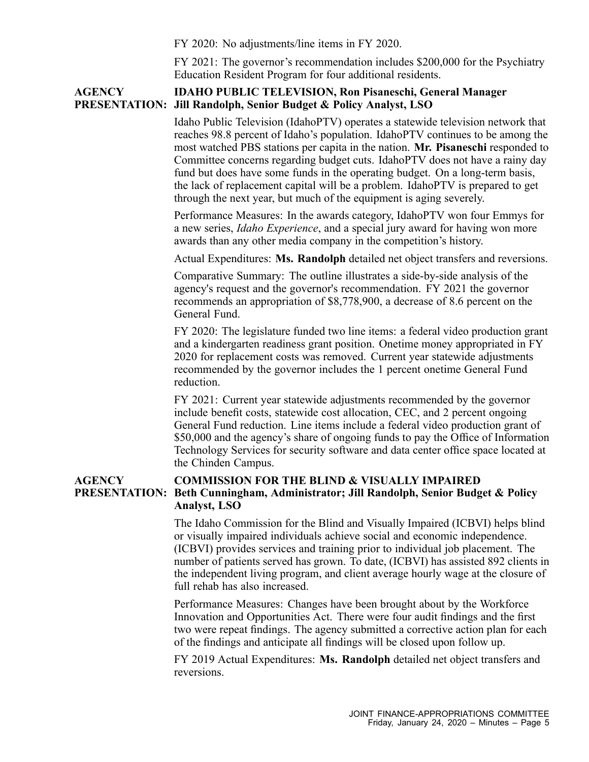FY 2020: No adjustments/line items in FY 2020.

FY 2021: The governor's recommendation includes $200,000 for the Psychiatry Education Resident Program for four additional residents.

**AGENCY PRESENTATION:** **IDAHO PUBLIC TELEVISION, Ron Pisaneschi, General Manager Jill Randolph, Senior Budget & Policy Analyst, LSO**

Idaho Public Television (IdahoPTV) operates a statewide television network that reaches 98.8 percent of Idaho's population. IdahoPTV continues to be among the most watched PBS stations per capita in the nation. **Mr. Pisaneschi** responded to Committee concerns regarding budget cuts. IdahoPTV does not have a rainy day fund but does have some funds in the operating budget. On a long-term basis, the lack of replacement capital will be a problem. IdahoPTV is prepared to get through the next year, but much of the equipment is aging severely.

Performance Measures: In the awards category, IdahoPTV won four Emmys for a new series, *Idaho Experience*, and a special jury award for having won more awards than any other media company in the competition's history.

Actual Expenditures: **Ms. Randolph** detailed net object transfers and reversions.

Comparative Summary: The outline illustrates a side-by-side analysis of the agency's request and the governor's recommendation. FY 2021 the governor recommends an appropriation of $8,778,900, a decrease of 8.6 percent on the General Fund.

FY 2020: The legislature funded two line items: a federal video production grant and a kindergarten readiness grant position. Onetime money appropriated in FY 2020 for replacement costs was removed. Current year statewide adjustments recommended by the governor includes the 1 percent onetime General Fund reduction.

FY 2021: Current year statewide adjustments recommended by the governor include benefit costs, statewide cost allocation, CEC, and 2 percent ongoing General Fund reduction. Line items include a federal video production grant of $50,000 and the agency's share of ongoing funds to pay the Office of Information Technology Services for security software and data center office space located at the Chinden Campus.

**AGENCY PRESENTATION:** **COMMISSION FOR THE BLIND & VISUALLY IMPAIRED Beth Cunningham, Administrator; Jill Randolph, Senior Budget & Policy Analyst, LSO**

The Idaho Commission for the Blind and Visually Impaired (ICBVI) helps blind or visually impaired individuals achieve social and economic independence. (ICBVI) provides services and training prior to individual job placement. The number of patients served has grown. To date, (ICBVI) has assisted 892 clients in the independent living program, and client average hourly wage at the closure of full rehab has also increased.

Performance Measures: Changes have been brought about by the Workforce Innovation and Opportunities Act. There were four audit findings and the first two were repeat findings. The agency submitted a corrective action plan for each of the findings and anticipate all findings will be closed upon follow up.

FY 2019 Actual Expenditures: **Ms. Randolph** detailed net object transfers and reversions.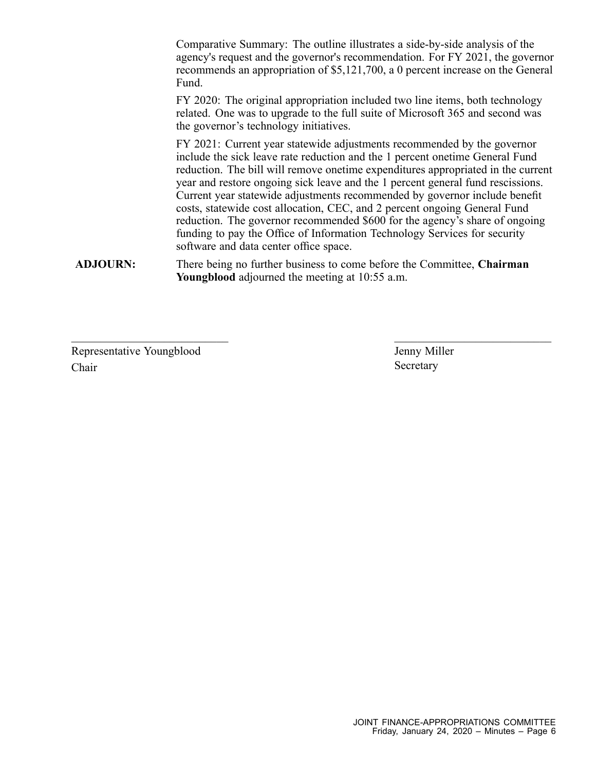Comparative Summary: The outline illustrates a side-by-side analysis of the agency's request and the governor's recommendation. For FY 2021, the governor recommends an appropriation of $5,121,700, a 0 percent increase on the General Fund.

FY 2020: The original appropriation included two line items, both technology related. One was to upgrade to the full suite of Microsoft 365 and second was the governor's technology initiatives.

FY 2021: Current year statewide adjustments recommended by the governor include the sick leave rate reduction and the 1 percent onetime General Fund reduction. The bill will remove onetime expenditures appropriated in the current year and restore ongoing sick leave and the 1 percent general fund rescissions. Current year statewide adjustments recommended by governor include benefit costs, statewide cost allocation, CEC, and 2 percent ongoing General Fund reduction. The governor recommended $600 for the agency's share of ongoing funding to pay the Office of Information Technology Services for security software and data center office space.

**ADJOURN:** There being no further business to come before the Committee, **Chairman Youngblood** adjourned the meeting at 10:55 a.m.

___________________________

Representative Youngblood
Chair

___________________________

Jenny Miller
Secretary